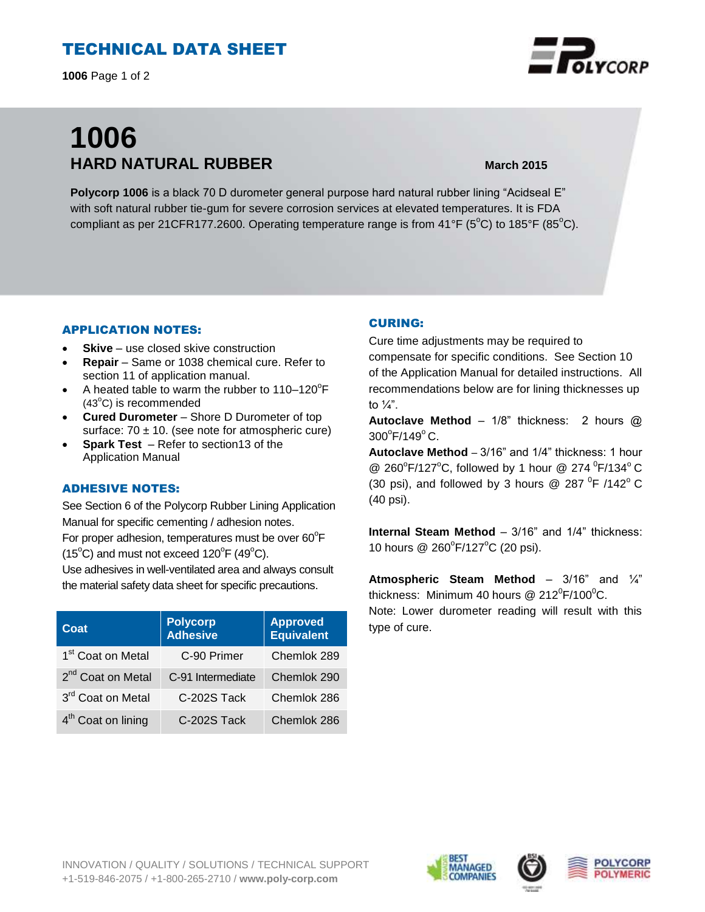# TECHNICAL DATA SHEET

# 1006

## HARD NATURAL RUBBER

**March 2015**

**Polycorp 1006** is a black 70 D durometer general purpose hard natural rubber lining “Acidseal E” with soft natural rubber tie-gum for severe corrosion services at elevated temperatures. It is FDA compliant as per 21CFR177.2600. Operating temperature range is from 41°F (5°C) to 185°F (85°C).

### APPLICATION NOTES:

- **Skive** – use closed skive construction
- **Repair** – Same or 1038 chemical cure. Refer to section 11 of application manual.
- A heated table to warm the rubber to 110–120°F (43°C) is recommended
- **Cured Durometer** – Shore D Durometer of top surface: 70 ± 10. (see note for atmospheric cure)
- **Spark Test** – Refer to section13 of the Application Manual

### ADHESIVE NOTES:

See Section 6 of the Polycorp Rubber Lining Application Manual for specific cementing / adhesion notes.
For proper adhesion, temperatures must be over 60°F (15°C) and must not exceed 120°F (49°C).
Use adhesives in well-ventilated area and always consult the material safety data sheet for specific precautions.

| Coat | Polycorp Adhesive | Approved Equivalent |
|---|---|---|
| 1st Coat on Metal | C-90 Primer | Chemlok 289 |
| 2nd Coat on Metal | C-91 Intermediate | Chemlok 290 |
| 3rd Coat on Metal | C-202S Tack | Chemlok 286 |
| 4th Coat on lining | C-202S Tack | Chemlok 286 |

### CURING:

Cure time adjustments may be required to compensate for specific conditions. See Section 10 of the Application Manual for detailed instructions. All recommendations below are for lining thicknesses up to ¼”.

**Autoclave Method** – 1/8” thickness: 2 hours @ 300°F/149° C.

**Autoclave Method** – 3/16” and 1/4” thickness: 1 hour @ 260°F/127°C, followed by 1 hour @ 274 °F/134° C (30 psi), and followed by 3 hours @ 287 °F /142° C (40 psi).

**Internal Steam Method** – 3/16” and 1/4” thickness: 10 hours @ 260°F/127°C (20 psi).

**Atmospheric Steam Method** – 3/16” and ¼” thickness: Minimum 40 hours @ 212°F/100°C.
Note: Lower durometer reading will result with this type of cure.

INNOVATION / QUALITY / SOLUTIONS / TECHNICAL SUPPORT
+1-519-846-2075 / +1-800-265-2710 / **www.poly-corp.com**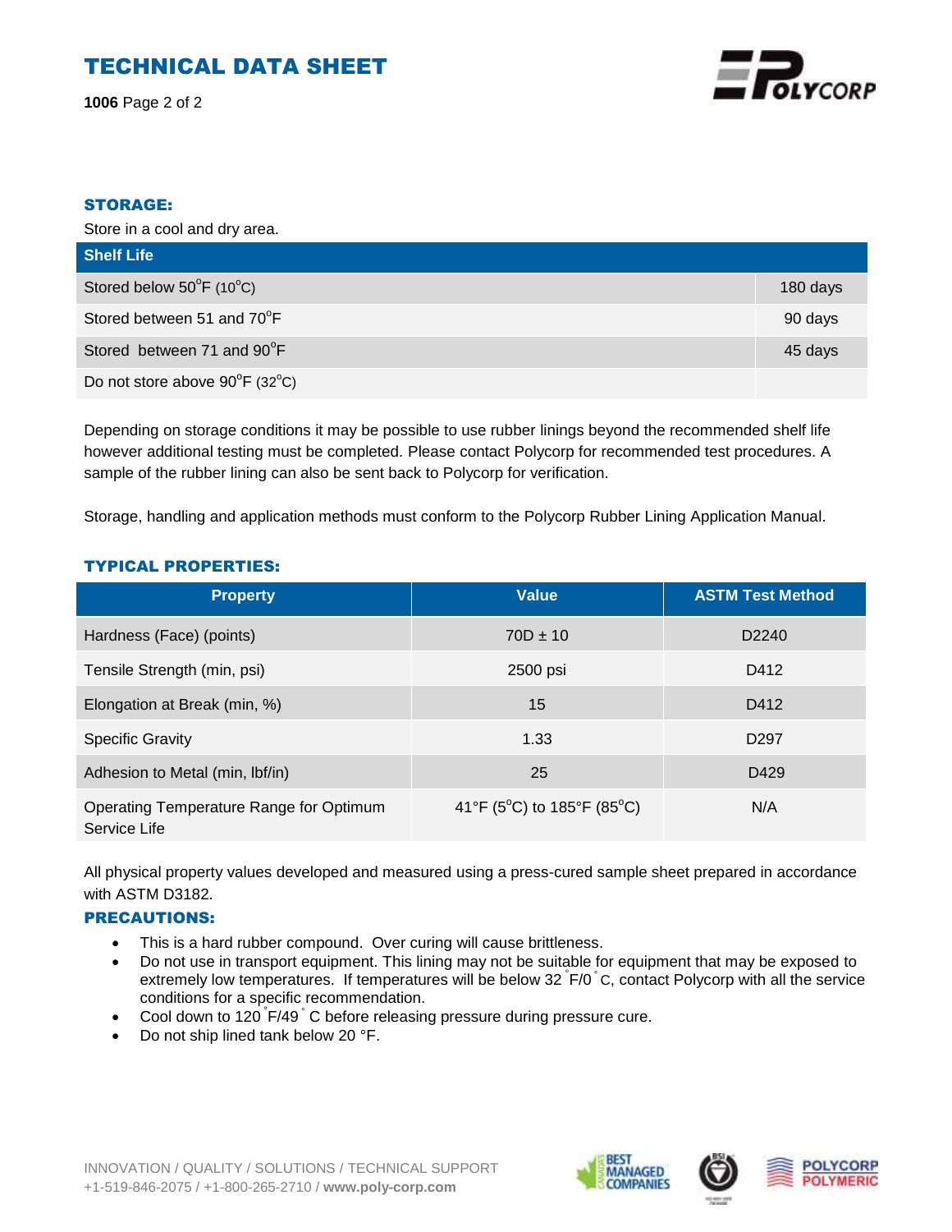## STORAGE:

Store in a cool and dry area.

| Shelf Life | |
|---|---|
| Stored below 50°F (10°C) | 180 days |
| Stored between 51 and 70°F | 90 days |
| Stored between 71 and 90°F | 45 days |
| Do not store above 90°F (32°C) | |

Depending on storage conditions it may be possible to use rubber linings beyond the recommended shelf life however additional testing must be completed. Please contact Polycorp for recommended test procedures. A sample of the rubber lining can also be sent back to Polycorp for verification.

Storage, handling and application methods must conform to the Polycorp Rubber Lining Application Manual.

## TYPICAL PROPERTIES:

| Property | Value | ASTM Test Method |
|---|---|---|
| Hardness (Face) (points) | 70D ± 10 | D2240 |
| Tensile Strength (min, psi) | 2500 psi | D412 |
| Elongation at Break (min, %) | 15 | D412 |
| Specific Gravity | 1.33 | D297 |
| Adhesion to Metal (min, lbf/in) | 25 | D429 |
| Operating Temperature Range for Optimum Service Life | 41°F (5°C) to 185°F (85°C) | N/A |

All physical property values developed and measured using a press-cured sample sheet prepared in accordance with ASTM D3182.

## PRECAUTIONS:

- This is a hard rubber compound. Over curing will cause brittleness.
- Do not use in transport equipment. This lining may not be suitable for equipment that may be exposed to extremely low temperatures. If temperatures will be below 32 °F/0 °C, contact Polycorp with all the service conditions for a specific recommendation.
- Cool down to 120 °F/49 °C before releasing pressure during pressure cure.
- Do not ship lined tank below 20 °F.

INNOVATION / QUALITY / SOLUTIONS / TECHNICAL SUPPORT
+1-519-846-2075 / +1-800-265-2710 / **www.poly-corp.com**